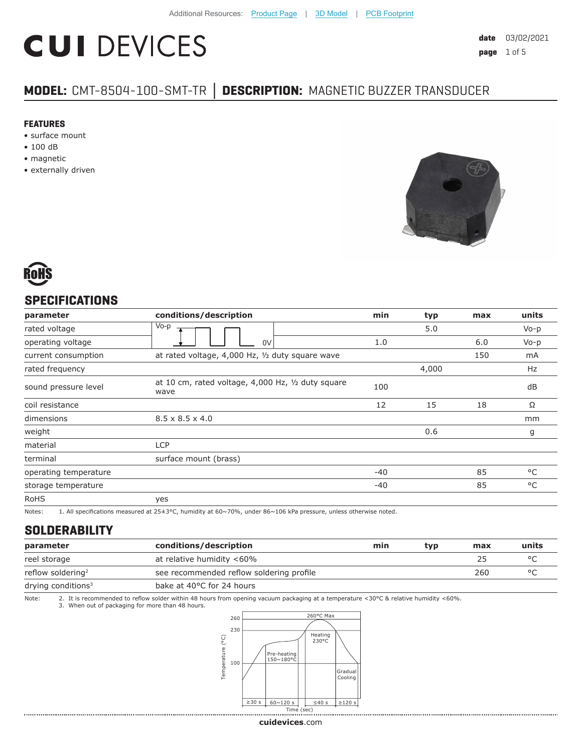Additional Resources: Product Page | 3D Model | PCB Footprint

# CUI DEVICES

**date** 03/02/2021

## MODEL: CMT-8504-100-SMT-TR | DESCRIPTION: MAGNETIC BUZZER TRANSDUCER

### FEATURES

- surface mount
- 100 dB
- magnetic
- externally driven

RoHS

## SPECIFICATIONS

| parameter | conditions/description | min | typ | max | units |
|---|---|---|---|---|---|
| rated voltage | Vo-p ... 0V (square wave) | | 5.0 | | Vo-p |
| operating voltage | | 1.0 | | 6.0 | Vo-p |
| current consumption | at rated voltage, 4,000 Hz, ½ duty square wave | | | 150 | mA |
| rated frequency | | | 4,000 | | Hz |
| sound pressure level | at 10 cm, rated voltage, 4,000 Hz, ½ duty square wave | 100 | | | dB |
| coil resistance | | 12 | 15 | 18 | Ω |
| dimensions | 8.5 x 8.5 x 4.0 | | | | mm |
| weight | | | 0.6 | | g |
| material | LCP | | | | |
| terminal | surface mount (brass) | | | | |
| operating temperature | | -40 | | 85 | °C |
| storage temperature | | -40 | | 85 | °C |
| RoHS | yes | | | | |

Notes: 1. All specifications measured at 25±3°C, humidity at 60~70%, under 86~106 kPa pressure, unless otherwise noted.

## SOLDERABILITY

| parameter | conditions/description | min | typ | max | units |
|---|---|---|---|---|---|
| reel storage | at relative humidity <60% | | | 25 | °C |
| reflow soldering[2] | see recommended reflow soldering profile | | | 260 | °C |
| drying conditions[3] | bake at 40°C for 24 hours | | | | |

Note: 2. It is recommended to reflow solder within 48 hours from opening vacuum packaging at a temperature <30°C & relative humidity <60%.
3. When out of packaging for more than 48 hours.

Temperature (°C): 260, 230, 100
260°C Max
Heating 230°C
Pre-heating 150~180°C
Gradual Cooling
≥30 s | 60~120 s | ≤40 s | ≥120 s
Time (sec)

cuidevices.com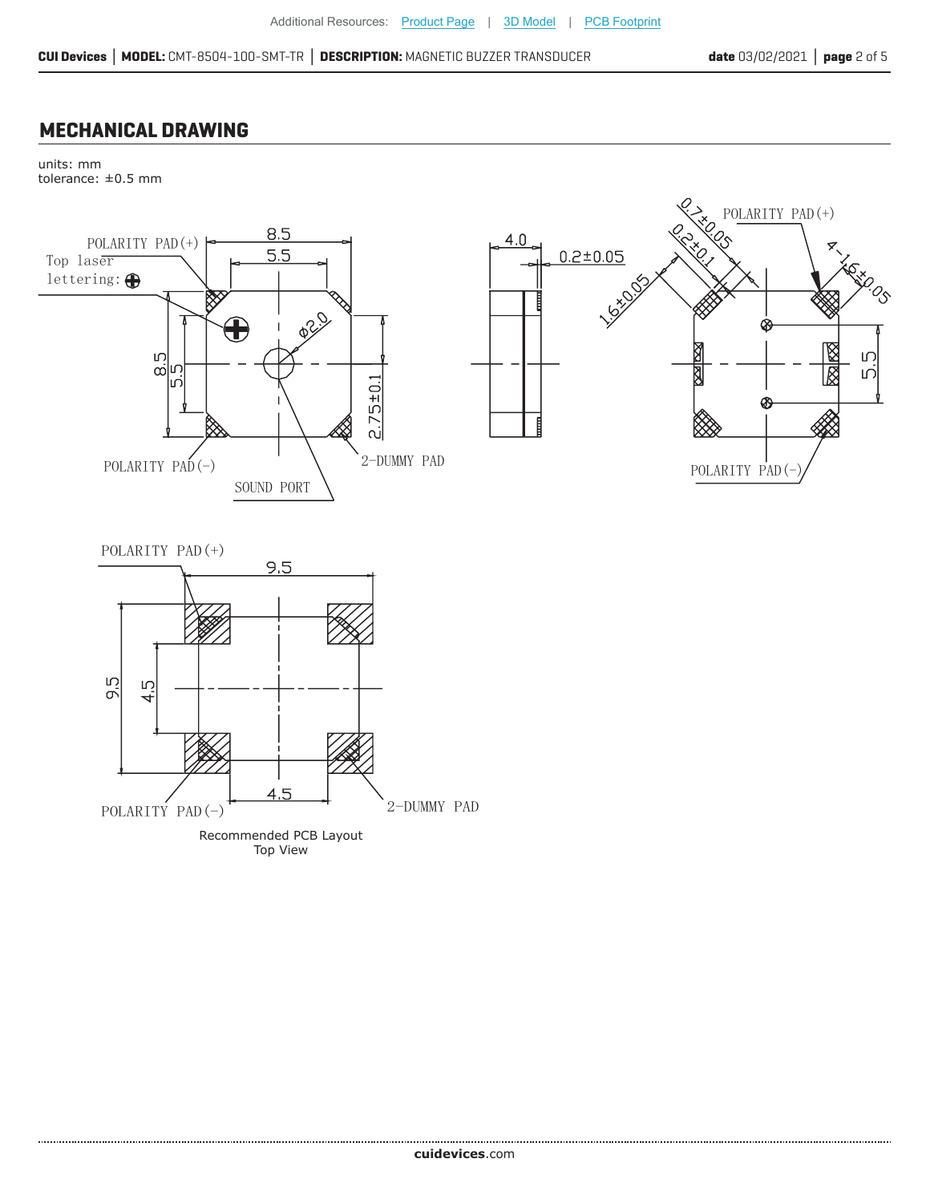# MECHANICAL DRAWING

units: mm
tolerance: ±0.5 mm

POLARITY PAD(+)
Top laser lettering: ⊕
8.5
5.5
ø2.0
8.5
5.5
2.75±0.1
POLARITY PAD(−)
SOUND PORT
2-DUMMY PAD

4.0
0.2±0.05

0.7±0.05
0.2±0.1
1.6±0.05
POLARITY PAD(+)
4-1.6±0.05
5.5
POLARITY PAD(−)

POLARITY PAD(+)
9.5
9.5
4.5
4.5
POLARITY PAD(−)
2-DUMMY PAD

Recommended PCB Layout
Top View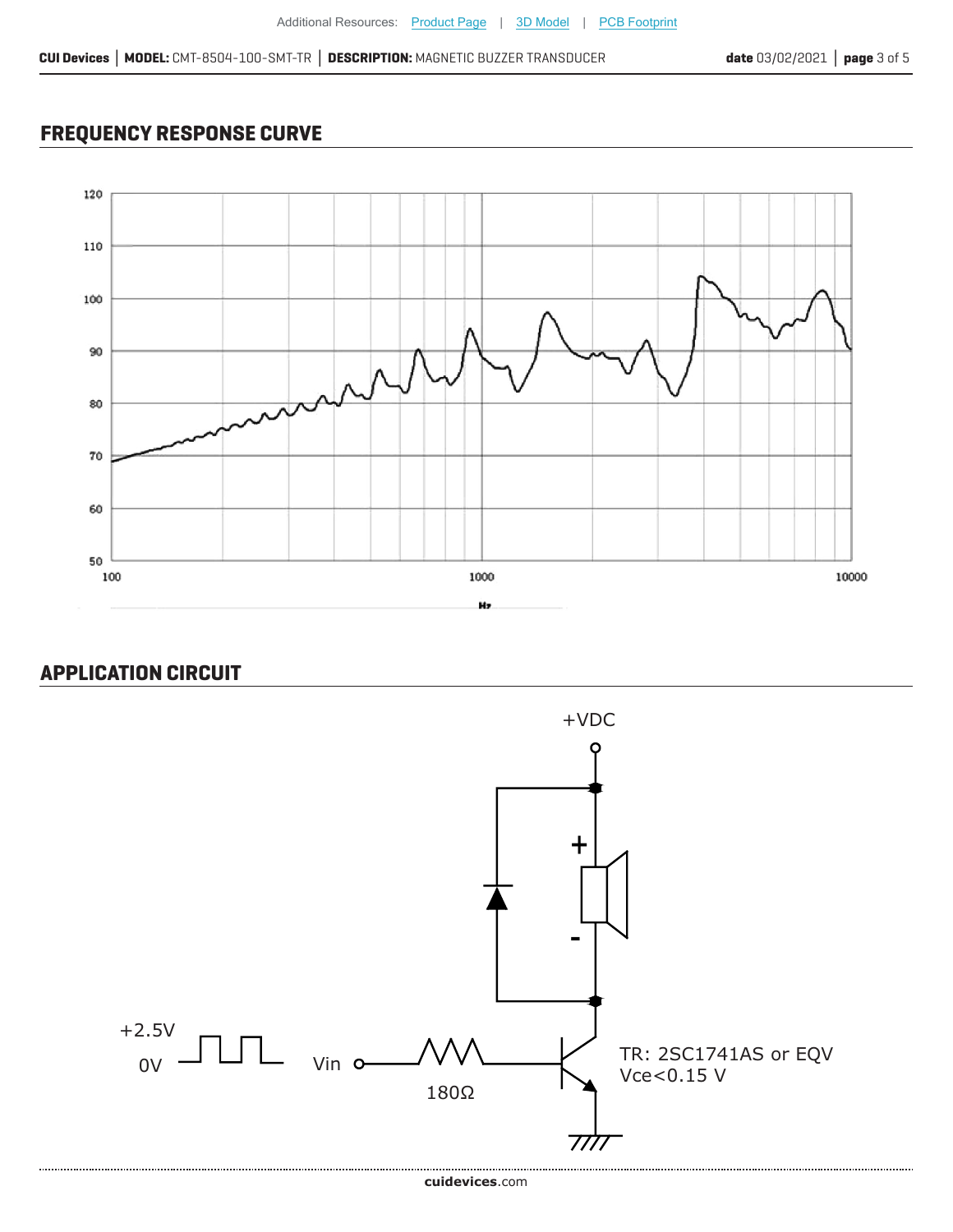## FREQUENCY RESPONSE CURVE

120

110

100

90

80

70

60

50

100 1000 10000

Hz

## APPLICATION CIRCUIT

+VDC

+

-

+2.5V

0V

Vin

180Ω

TR: 2SC1741AS or EQV
Vce<0.15 V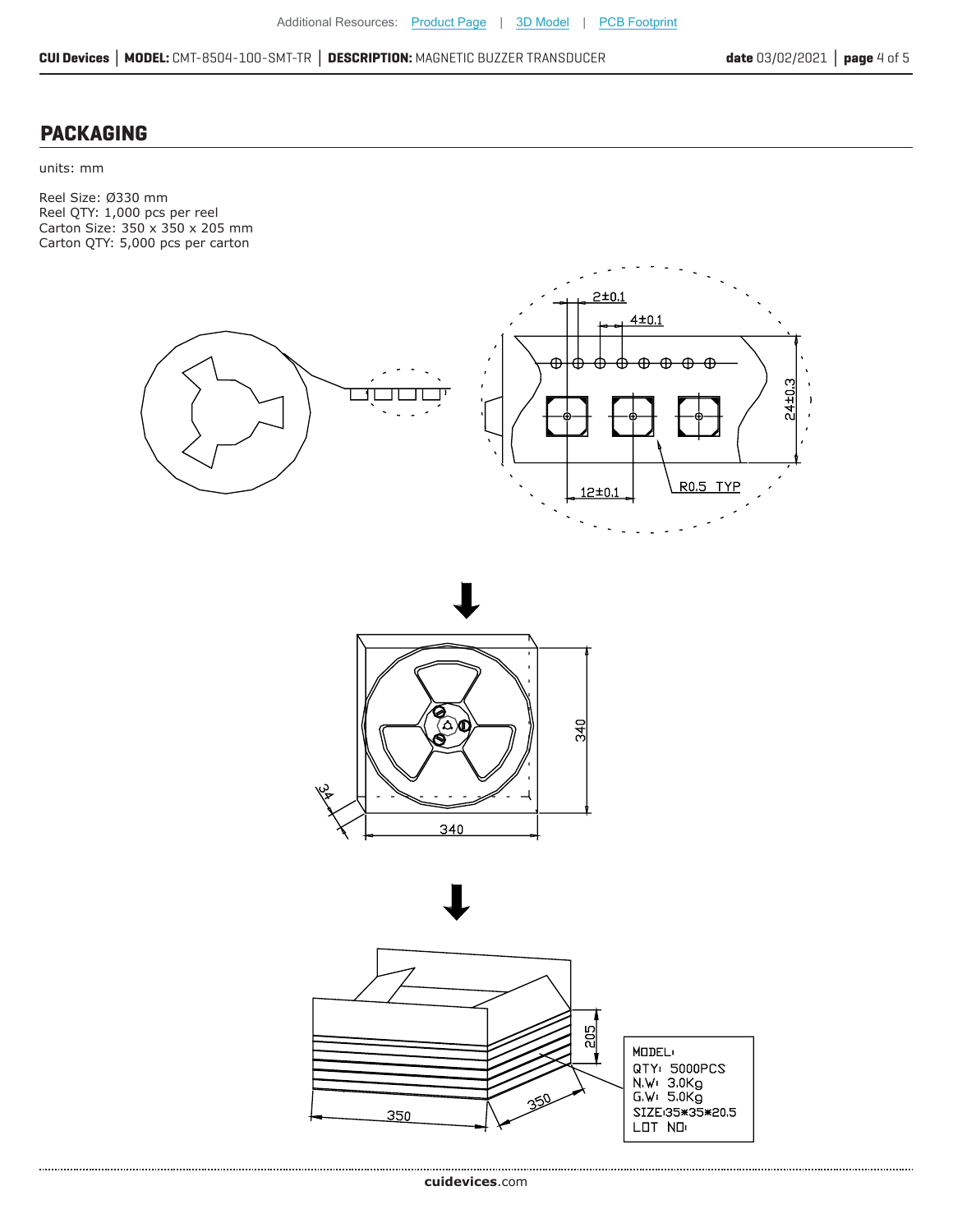## PACKAGING

units: mm

Reel Size: Ø330 mm
Reel QTY: 1,000 pcs per reel
Carton Size: 350 x 350 x 205 mm
Carton QTY: 5,000 pcs per carton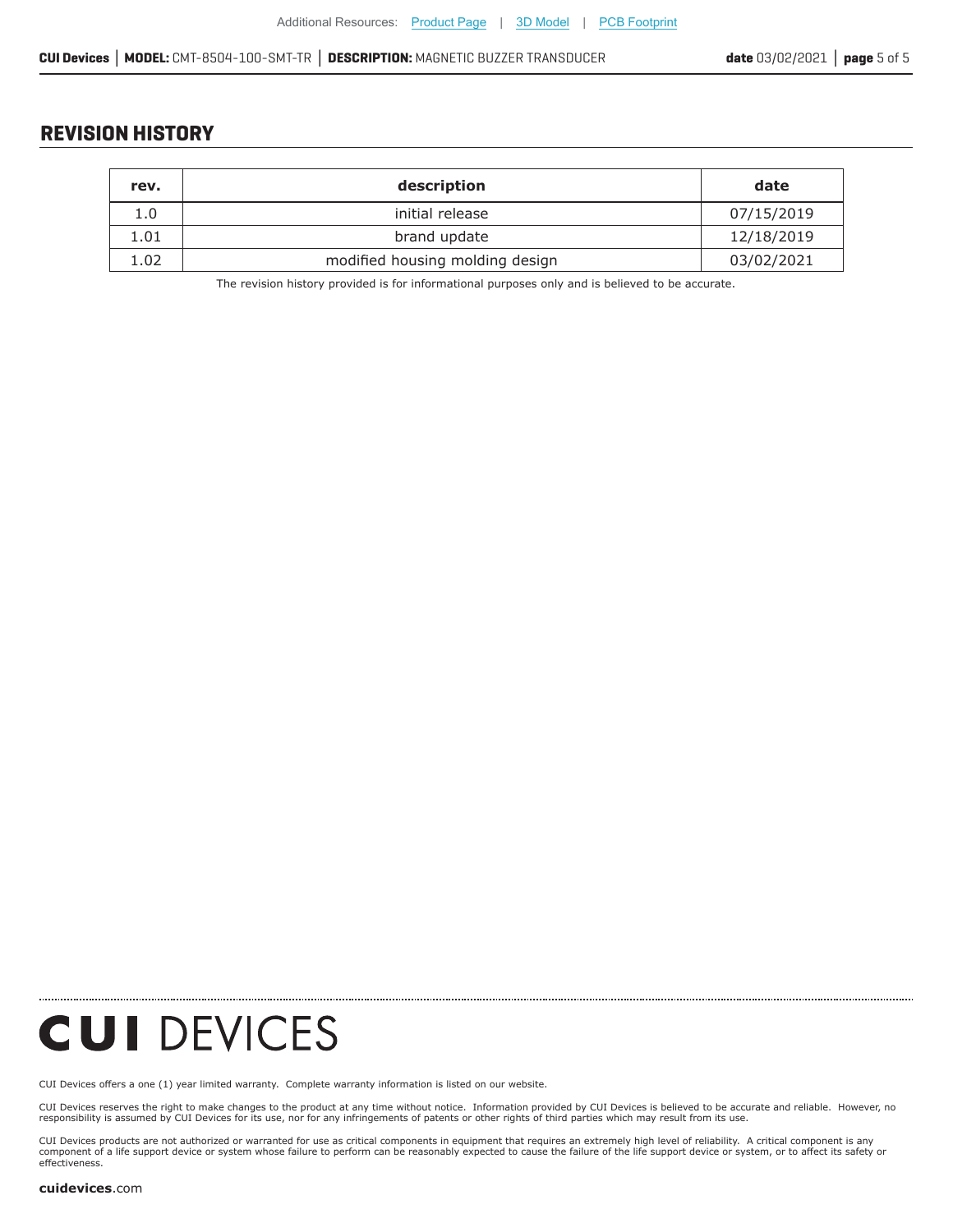## REVISION HISTORY

| rev. | description | date |
|---|---|---|
| 1.0 | initial release | 07/15/2019 |
| 1.01 | brand update | 12/18/2019 |
| 1.02 | modified housing molding design | 03/02/2021 |

The revision history provided is for informational purposes only and is believed to be accurate.

**CUI** DEVICES

CUI Devices offers a one (1) year limited warranty. Complete warranty information is listed on our website.

CUI Devices reserves the right to make changes to the product at any time without notice. Information provided by CUI Devices is believed to be accurate and reliable. However, no responsibility is assumed by CUI Devices for its use, nor for any infringements of patents or other rights of third parties which may result from its use.

CUI Devices products are not authorized or warranted for use as critical components in equipment that requires an extremely high level of reliability. A critical component is any component of a life support device or system whose failure to perform can be reasonably expected to cause the failure of the life support device or system, or to affect its safety or effectiveness.

**cuidevices**.com